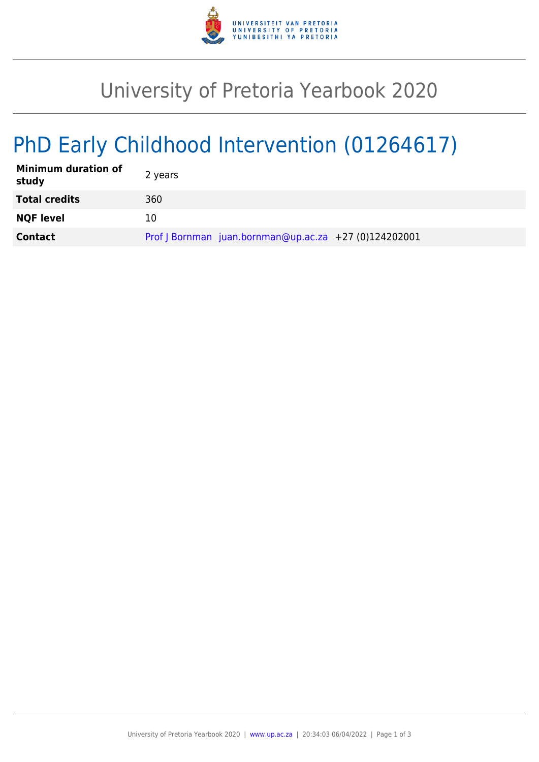# University of Pretoria Yearbook 2020

## PhD Early Childhood Intervention (01264617)

| | |
|---|---|
| **Minimum duration of study** | 2 years |
| **Total credits** | 360 |
| **NQF level** | 10 |
| **Contact** | Prof J Bornman juan.bornman@up.ac.za +27 (0)124202001 |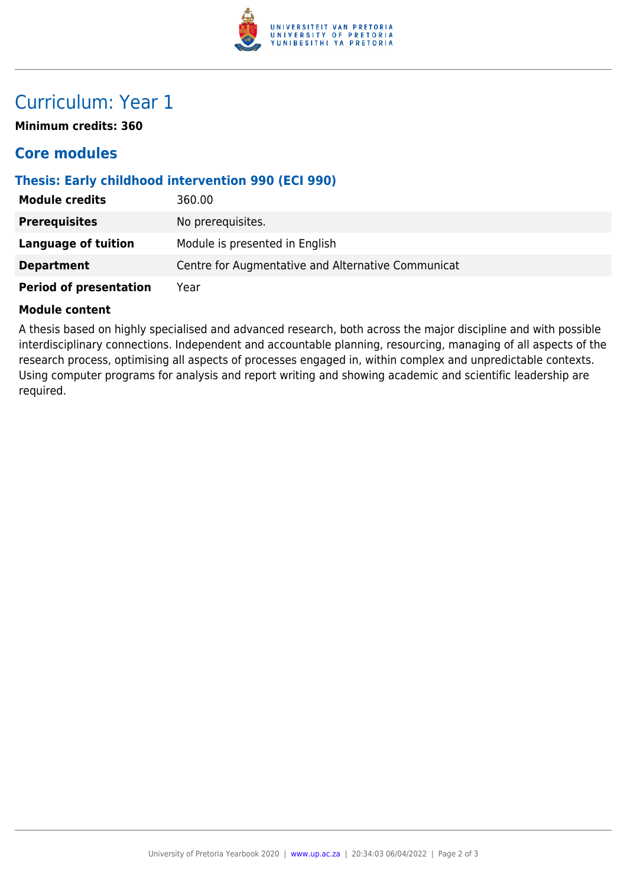# Curriculum: Year 1

**Minimum credits: 360**

## Core modules

### Thesis: Early childhood intervention 990 (ECI 990)

| | |
|---|---|
| **Module credits** | 360.00 |
| **Prerequisites** | No prerequisites. |
| **Language of tuition** | Module is presented in English |
| **Department** | Centre for Augmentative and Alternative Communicat |
| **Period of presentation** | Year |

**Module content**

A thesis based on highly specialised and advanced research, both across the major discipline and with possible interdisciplinary connections. Independent and accountable planning, resourcing, managing of all aspects of the research process, optimising all aspects of processes engaged in, within complex and unpredictable contexts. Using computer programs for analysis and report writing and showing academic and scientific leadership are required.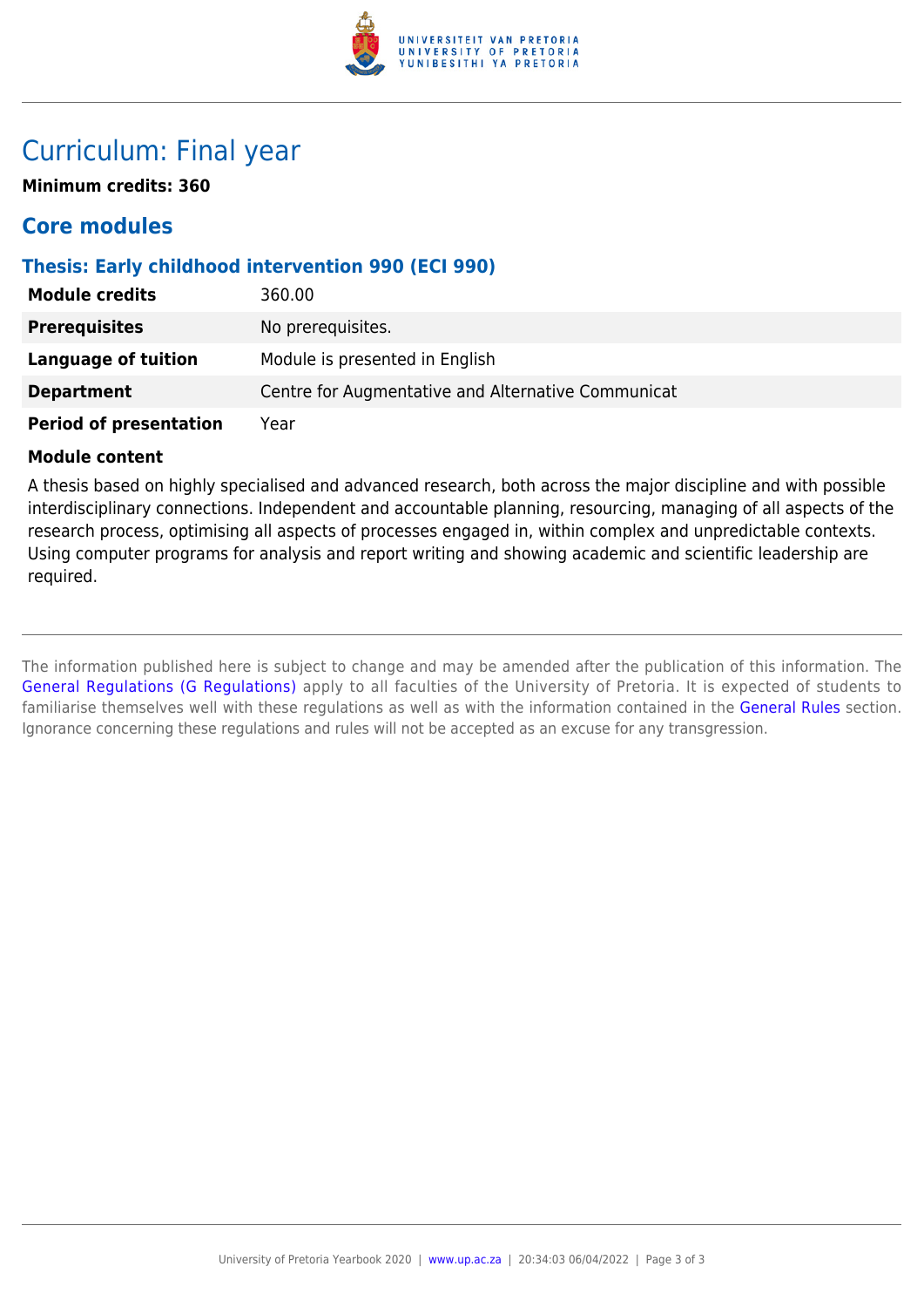# Curriculum: Final year

**Minimum credits: 360**

## Core modules

### Thesis: Early childhood intervention 990 (ECI 990)

| | |
|---|---|
| **Module credits** | 360.00 |
| **Prerequisites** | No prerequisites. |
| **Language of tuition** | Module is presented in English |
| **Department** | Centre for Augmentative and Alternative Communicat |
| **Period of presentation** | Year |

**Module content**

A thesis based on highly specialised and advanced research, both across the major discipline and with possible interdisciplinary connections. Independent and accountable planning, resourcing, managing of all aspects of the research process, optimising all aspects of processes engaged in, within complex and unpredictable contexts. Using computer programs for analysis and report writing and showing academic and scientific leadership are required.

---

The information published here is subject to change and may be amended after the publication of this information. The General Regulations (G Regulations) apply to all faculties of the University of Pretoria. It is expected of students to familiarise themselves well with these regulations as well as with the information contained in the General Rules section. Ignorance concerning these regulations and rules will not be accepted as an excuse for any transgression.